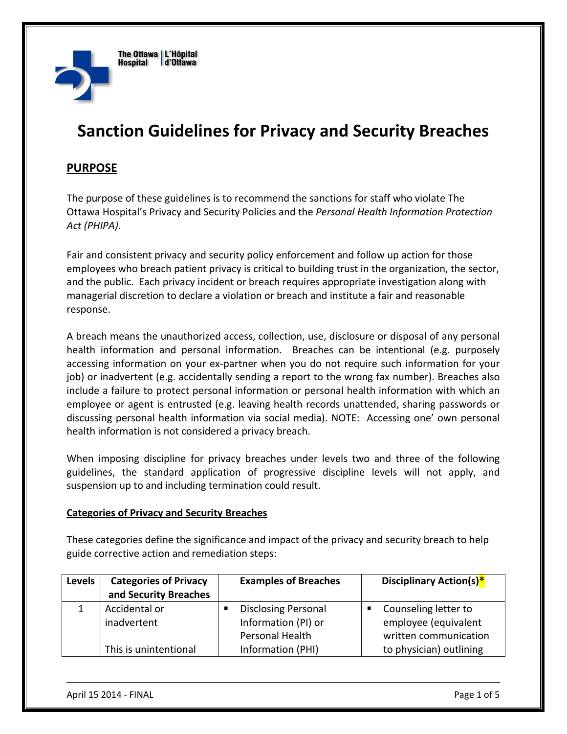# Sanction Guidelines for Privacy and Security Breaches

## PURPOSE

The purpose of these guidelines is to recommend the sanctions for staff who violate The Ottawa Hospital's Privacy and Security Policies and the *Personal Health Information Protection Act (PHIPA)*.

Fair and consistent privacy and security policy enforcement and follow up action for those employees who breach patient privacy is critical to building trust in the organization, the sector, and the public. Each privacy incident or breach requires appropriate investigation along with managerial discretion to declare a violation or breach and institute a fair and reasonable response.

A breach means the unauthorized access, collection, use, disclosure or disposal of any personal health information and personal information. Breaches can be intentional (e.g. purposely accessing information on your ex-partner when you do not require such information for your job) or inadvertent (e.g. accidentally sending a report to the wrong fax number). Breaches also include a failure to protect personal information or personal health information with which an employee or agent is entrusted (e.g. leaving health records unattended, sharing passwords or discussing personal health information via social media). NOTE: Accessing one' own personal health information is not considered a privacy breach.

When imposing discipline for privacy breaches under levels two and three of the following guidelines, the standard application of progressive discipline levels will not apply, and suspension up to and including termination could result.

### Categories of Privacy and Security Breaches

These categories define the significance and impact of the privacy and security breach to help guide corrective action and remediation steps:

| Levels | Categories of Privacy and Security Breaches | Examples of Breaches | Disciplinary Action(s)* |
|---|---|---|---|
| 1 | Accidental or inadvertent<br><br>This is unintentional | ▪ Disclosing Personal Information (PI) or Personal Health Information (PHI) | ▪ Counseling letter to employee (equivalent written communication to physician) outlining |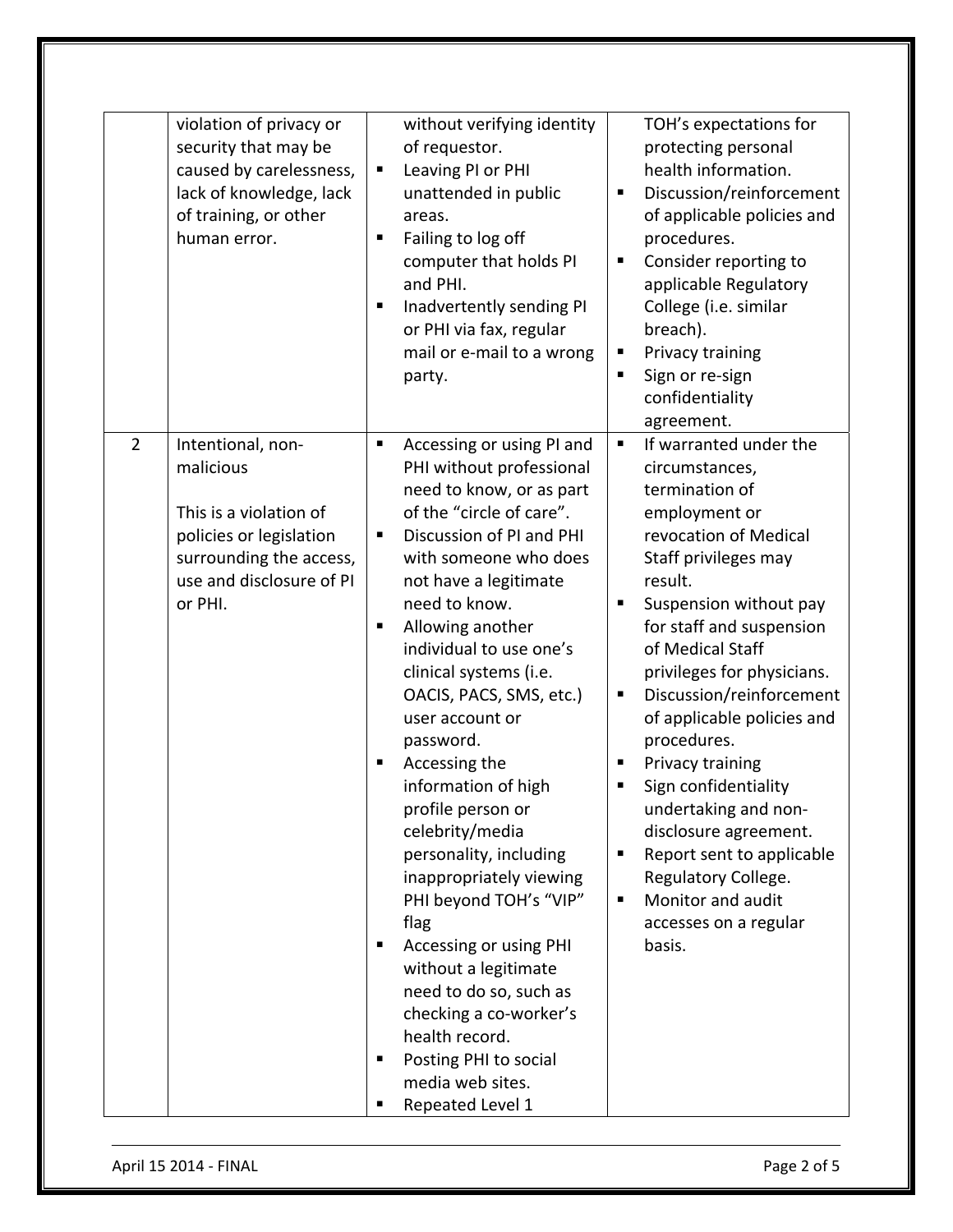| | | | |
|---|---|---|---|
| | violation of privacy or security that may be caused by carelessness, lack of knowledge, lack of training, or other human error. | without verifying identity of requestor.<br>▪ Leaving PI or PHI unattended in public areas.<br>▪ Failing to log off computer that holds PI and PHI.<br>▪ Inadvertently sending PI or PHI via fax, regular mail or e-mail to a wrong party. | TOH's expectations for protecting personal health information.<br>▪ Discussion/reinforcement of applicable policies and procedures.<br>▪ Consider reporting to applicable Regulatory College (i.e. similar breach).<br>▪ Privacy training<br>▪ Sign or re-sign confidentiality agreement. |
| 2 | Intentional, non-malicious<br><br>This is a violation of policies or legislation surrounding the access, use and disclosure of PI or PHI. | ▪ Accessing or using PI and PHI without professional need to know, or as part of the "circle of care".<br>▪ Discussion of PI and PHI with someone who does not have a legitimate need to know.<br>▪ Allowing another individual to use one's clinical systems (i.e. OACIS, PACS, SMS, etc.) user account or password.<br>▪ Accessing the information of high profile person or celebrity/media personality, including inappropriately viewing PHI beyond TOH's "VIP" flag<br>▪ Accessing or using PHI without a legitimate need to do so, such as checking a co-worker's health record.<br>▪ Posting PHI to social media web sites.<br>▪ Repeated Level 1 | ▪ If warranted under the circumstances, termination of employment or revocation of Medical Staff privileges may result.<br>▪ Suspension without pay for staff and suspension of Medical Staff privileges for physicians.<br>▪ Discussion/reinforcement of applicable policies and procedures.<br>▪ Privacy training<br>▪ Sign confidentiality undertaking and non-disclosure agreement.<br>▪ Report sent to applicable Regulatory College.<br>▪ Monitor and audit accesses on a regular basis. |

April 15 2014 - FINAL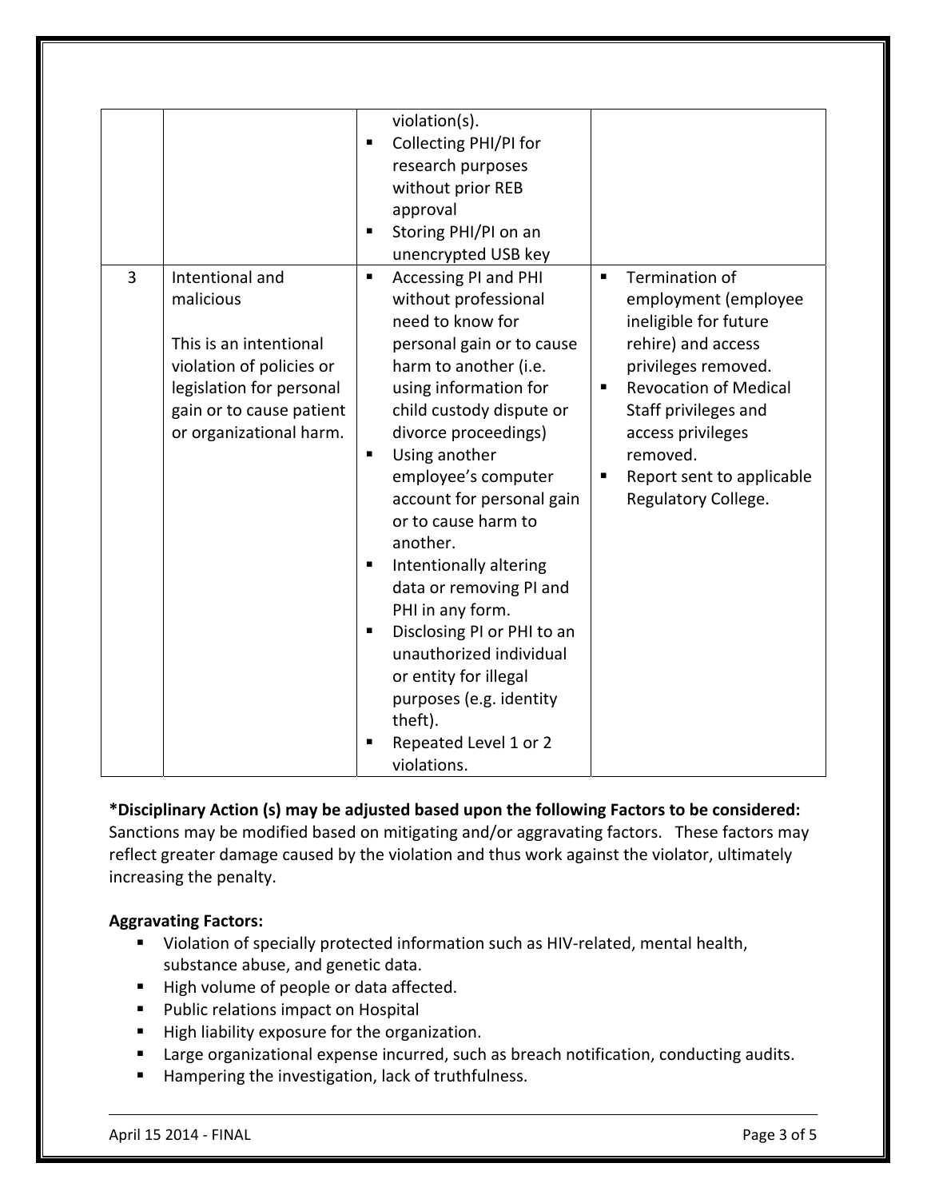| | | | |
|---|---|---|---|
| | | ▪ violation(s).<br>▪ Collecting PHI/PI for research purposes without prior REB approval<br>▪ Storing PHI/PI on an unencrypted USB key | |
| 3 | Intentional and malicious<br><br>This is an intentional violation of policies or legislation for personal gain or to cause patient or organizational harm. | ▪ Accessing PI and PHI without professional need to know for personal gain or to cause harm to another (i.e. using information for child custody dispute or divorce proceedings)<br>▪ Using another employee's computer account for personal gain or to cause harm to another.<br>▪ Intentionally altering data or removing PI and PHI in any form.<br>▪ Disclosing PI or PHI to an unauthorized individual or entity for illegal purposes (e.g. identity theft).<br>▪ Repeated Level 1 or 2 violations. | ▪ Termination of employment (employee ineligible for future rehire) and access privileges removed.<br>▪ Revocation of Medical Staff privileges and access privileges removed.<br>▪ Report sent to applicable Regulatory College. |

**\*Disciplinary Action (s) may be adjusted based upon the following Factors to be considered:**
Sanctions may be modified based on mitigating and/or aggravating factors. These factors may reflect greater damage caused by the violation and thus work against the violator, ultimately increasing the penalty.

**Aggravating Factors:**

- Violation of specially protected information such as HIV-related, mental health, substance abuse, and genetic data.
- High volume of people or data affected.
- Public relations impact on Hospital
- High liability exposure for the organization.
- Large organizational expense incurred, such as breach notification, conducting audits.
- Hampering the investigation, lack of truthfulness.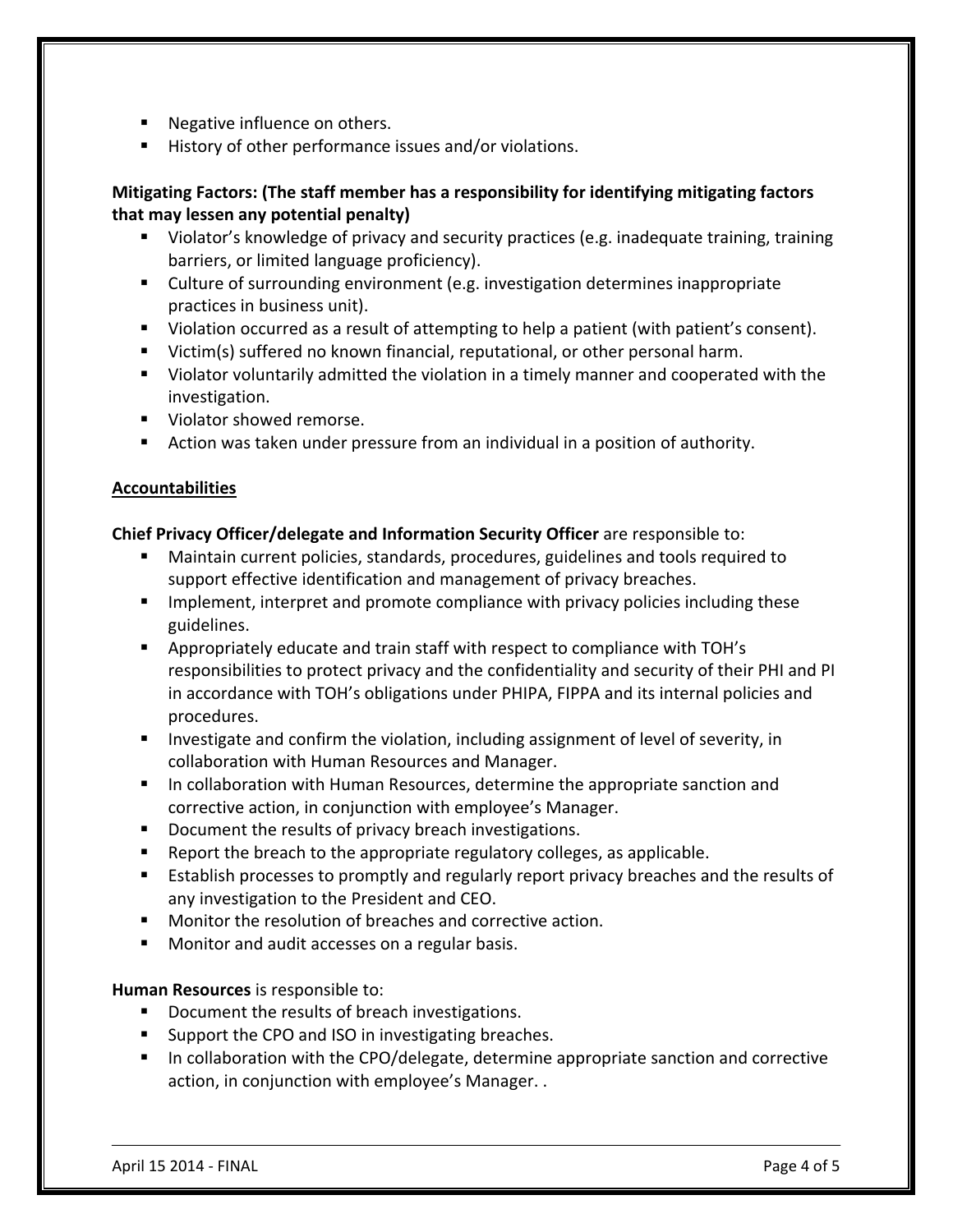- Negative influence on others.
- History of other performance issues and/or violations.

**Mitigating Factors: (The staff member has a responsibility for identifying mitigating factors that may lessen any potential penalty)**

- Violator's knowledge of privacy and security practices (e.g. inadequate training, training barriers, or limited language proficiency).
- Culture of surrounding environment (e.g. investigation determines inappropriate practices in business unit).
- Violation occurred as a result of attempting to help a patient (with patient's consent).
- Victim(s) suffered no known financial, reputational, or other personal harm.
- Violator voluntarily admitted the violation in a timely manner and cooperated with the investigation.
- Violator showed remorse.
- Action was taken under pressure from an individual in a position of authority.

## Accountabilities

**Chief Privacy Officer/delegate and Information Security Officer** are responsible to:

- Maintain current policies, standards, procedures, guidelines and tools required to support effective identification and management of privacy breaches.
- Implement, interpret and promote compliance with privacy policies including these guidelines.
- Appropriately educate and train staff with respect to compliance with TOH's responsibilities to protect privacy and the confidentiality and security of their PHI and PI in accordance with TOH's obligations under PHIPA, FIPPA and its internal policies and procedures.
- Investigate and confirm the violation, including assignment of level of severity, in collaboration with Human Resources and Manager.
- In collaboration with Human Resources, determine the appropriate sanction and corrective action, in conjunction with employee's Manager.
- Document the results of privacy breach investigations.
- Report the breach to the appropriate regulatory colleges, as applicable.
- Establish processes to promptly and regularly report privacy breaches and the results of any investigation to the President and CEO.
- Monitor the resolution of breaches and corrective action.
- Monitor and audit accesses on a regular basis.

**Human Resources** is responsible to:

- Document the results of breach investigations.
- Support the CPO and ISO in investigating breaches.
- In collaboration with the CPO/delegate, determine appropriate sanction and corrective action, in conjunction with employee's Manager. .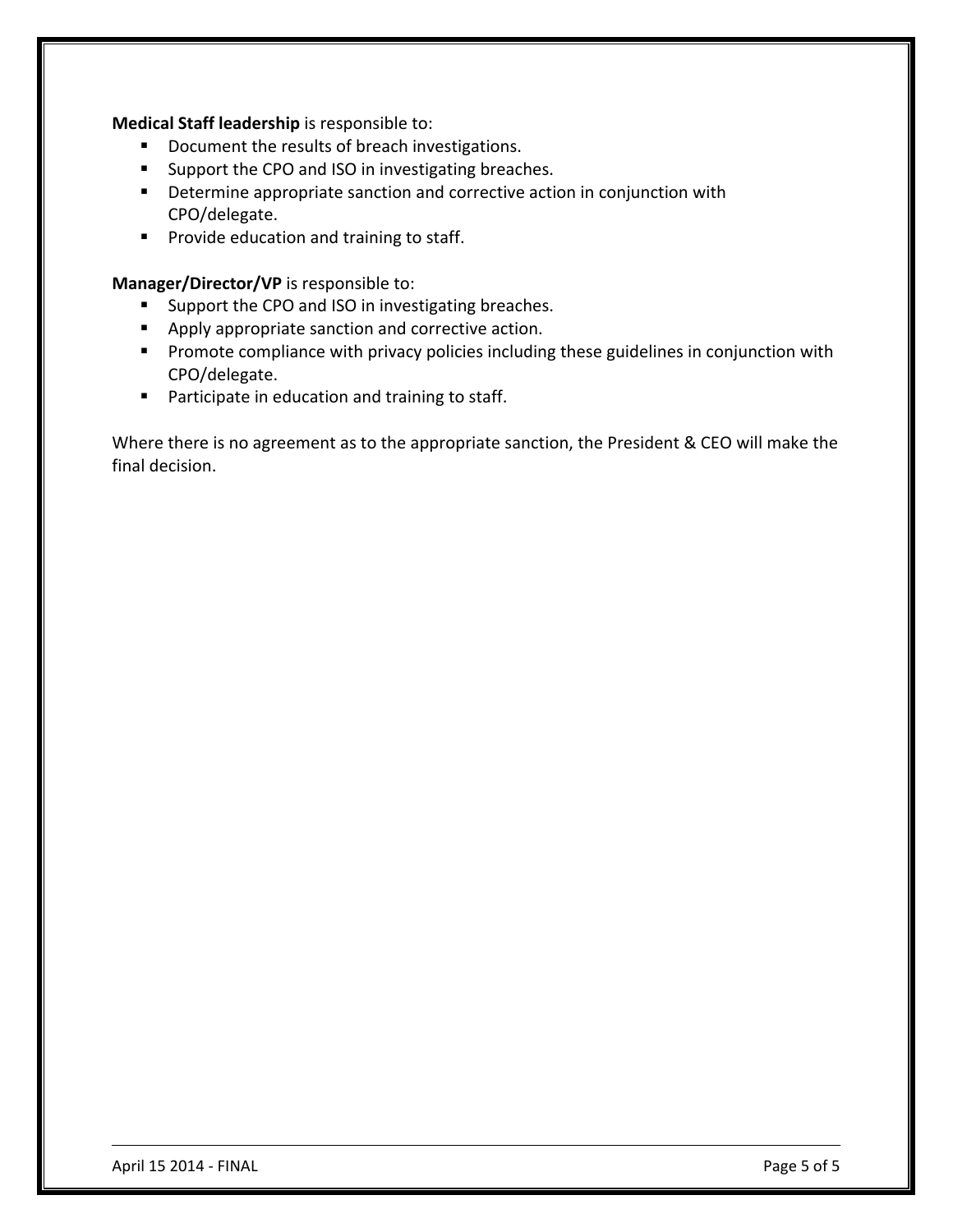**Medical Staff leadership** is responsible to:

- Document the results of breach investigations.
- Support the CPO and ISO in investigating breaches.
- Determine appropriate sanction and corrective action in conjunction with CPO/delegate.
- Provide education and training to staff.

**Manager/Director/VP** is responsible to:

- Support the CPO and ISO in investigating breaches.
- Apply appropriate sanction and corrective action.
- Promote compliance with privacy policies including these guidelines in conjunction with CPO/delegate.
- Participate in education and training to staff.

Where there is no agreement as to the appropriate sanction, the President & CEO will make the final decision.